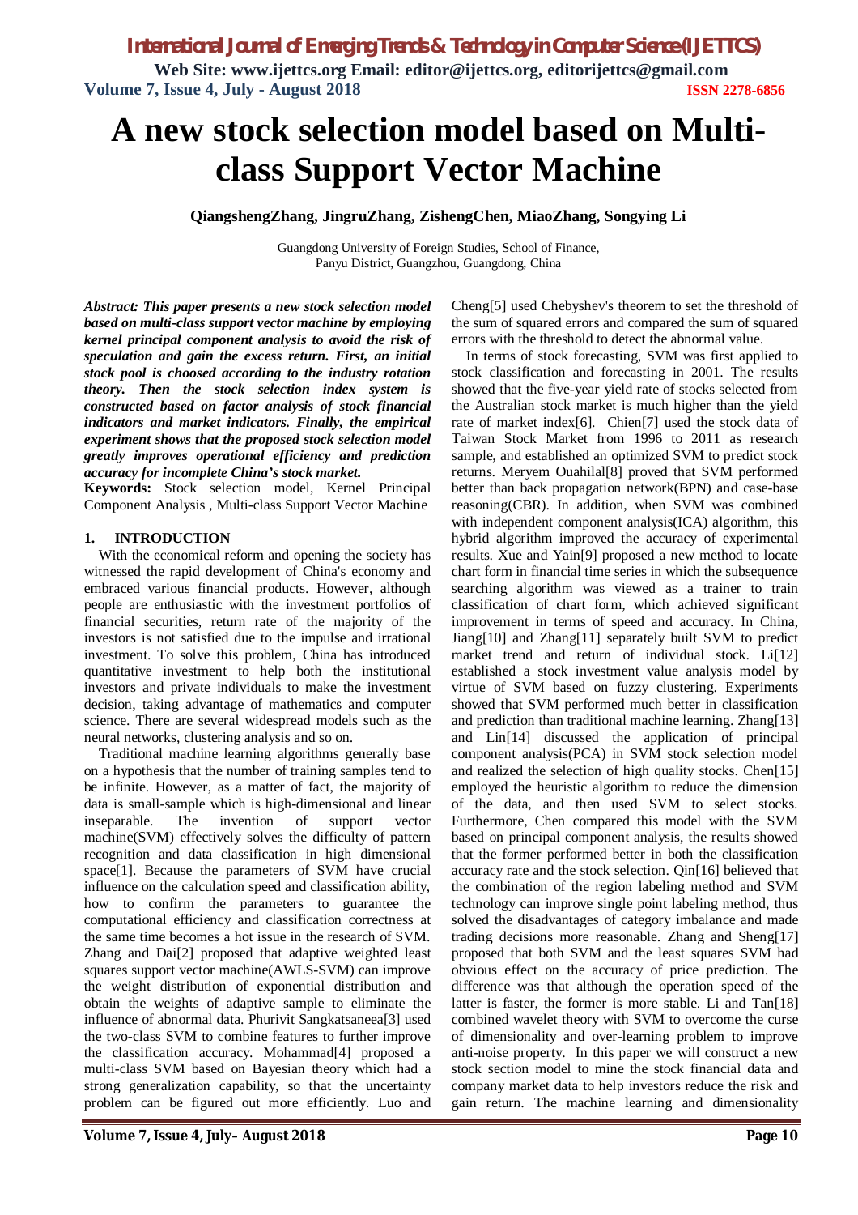# A new stock selection model based on Multi-class Support Vector Machine

**QiangshengZhang, JingruZhang, ZishengChen, MiaoZhang, Songying Li**

Guangdong University of Foreign Studies, School of Finance,
Panyu District, Guangzhou, Guangdong, China

***Abstract: This paper presents a new stock selection model based on multi-class support vector machine by employing kernel principal component analysis to avoid the risk of speculation and gain the excess return. First, an initial stock pool is choosed according to the industry rotation theory. Then the stock selection index system is constructed based on factor analysis of stock financial indicators and market indicators. Finally, the empirical experiment shows that the proposed stock selection model greatly improves operational efficiency and prediction accuracy for incomplete China's stock market.***

**Keywords:** Stock selection model, Kernel Principal Component Analysis , Multi-class Support Vector Machine

## 1. INTRODUCTION

With the economical reform and opening the society has witnessed the rapid development of China's economy and embraced various financial products. However, although people are enthusiastic with the investment portfolios of financial securities, return rate of the majority of the investors is not satisfied due to the impulse and irrational investment. To solve this problem, China has introduced quantitative investment to help both the institutional investors and private individuals to make the investment decision, taking advantage of mathematics and computer science. There are several widespread models such as the neural networks, clustering analysis and so on.

Traditional machine learning algorithms generally base on a hypothesis that the number of training samples tend to be infinite. However, as a matter of fact, the majority of data is small-sample which is high-dimensional and linear inseparable. The invention of support vector machine(SVM) effectively solves the difficulty of pattern recognition and data classification in high dimensional space[1]. Because the parameters of SVM have crucial influence on the calculation speed and classification ability, how to confirm the parameters to guarantee the computational efficiency and classification correctness at the same time becomes a hot issue in the research of SVM. Zhang and Dai[2] proposed that adaptive weighted least squares support vector machine(AWLS-SVM) can improve the weight distribution of exponential distribution and obtain the weights of adaptive sample to eliminate the influence of abnormal data. Phurivit Sangkatsaneea[3] used the two-class SVM to combine features to further improve the classification accuracy. Mohammad[4] proposed a multi-class SVM based on Bayesian theory which had a strong generalization capability, so that the uncertainty problem can be figured out more efficiently. Luo and Cheng[5] used Chebyshev's theorem to set the threshold of the sum of squared errors and compared the sum of squared errors with the threshold to detect the abnormal value.

In terms of stock forecasting, SVM was first applied to stock classification and forecasting in 2001. The results showed that the five-year yield rate of stocks selected from the Australian stock market is much higher than the yield rate of market index[6]. Chien[7] used the stock data of Taiwan Stock Market from 1996 to 2011 as research sample, and established an optimized SVM to predict stock returns. Meryem Ouahilal[8] proved that SVM performed better than back propagation network(BPN) and case-base reasoning(CBR). In addition, when SVM was combined with independent component analysis(ICA) algorithm, this hybrid algorithm improved the accuracy of experimental results. Xue and Yain[9] proposed a new method to locate chart form in financial time series in which the subsequence searching algorithm was viewed as a trainer to train classification of chart form, which achieved significant improvement in terms of speed and accuracy. In China, Jiang[10] and Zhang[11] separately built SVM to predict market trend and return of individual stock. Li[12] established a stock investment value analysis model by virtue of SVM based on fuzzy clustering. Experiments showed that SVM performed much better in classification and prediction than traditional machine learning. Zhang[13] and Lin[14] discussed the application of principal component analysis(PCA) in SVM stock selection model and realized the selection of high quality stocks. Chen[15] employed the heuristic algorithm to reduce the dimension of the data, and then used SVM to select stocks. Furthermore, Chen compared this model with the SVM based on principal component analysis, the results showed that the former performed better in both the classification accuracy rate and the stock selection. Qin[16] believed that the combination of the region labeling method and SVM technology can improve single point labeling method, thus solved the disadvantages of category imbalance and made trading decisions more reasonable. Zhang and Sheng[17] proposed that both SVM and the least squares SVM had obvious effect on the accuracy of price prediction. The difference was that although the operation speed of the latter is faster, the former is more stable. Li and Tan[18] combined wavelet theory with SVM to overcome the curse of dimensionality and over-learning problem to improve anti-noise property. In this paper we will construct a new stock section model to mine the stock financial data and company market data to help investors reduce the risk and gain return. The machine learning and dimensionality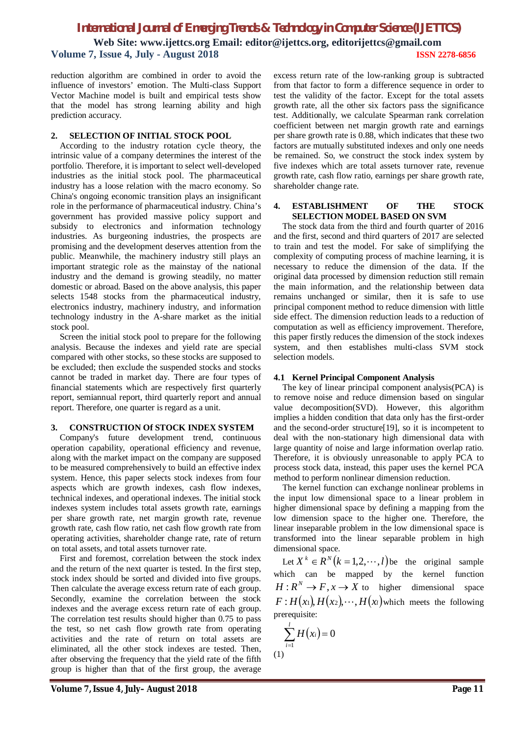reduction algorithm are combined in order to avoid the influence of investors' emotion. The Multi-class Support Vector Machine model is built and empirical tests show that the model has strong learning ability and high prediction accuracy.

## 2. SELECTION OF INITIAL STOCK POOL

According to the industry rotation cycle theory, the intrinsic value of a company determines the interest of the portfolio. Therefore, it is important to select well-developed industries as the initial stock pool. The pharmaceutical industry has a loose relation with the macro economy. So China's ongoing economic transition plays an insignificant role in the performance of pharmaceutical industry. China's government has provided massive policy support and subsidy to electronics and information technology industries. As burgeoning industries, the prospects are promising and the development deserves attention from the public. Meanwhile, the machinery industry still plays an important strategic role as the mainstay of the national industry and the demand is growing steadily, no matter domestic or abroad. Based on the above analysis, this paper selects 1548 stocks from the pharmaceutical industry, electronics industry, machinery industry, and information technology industry in the A-share market as the initial stock pool.

Screen the initial stock pool to prepare for the following analysis. Because the indexes and yield rate are special compared with other stocks, so these stocks are supposed to be excluded; then exclude the suspended stocks and stocks cannot be traded in market day. There are four types of financial statements which are respectively first quarterly report, semiannual report, third quarterly report and annual report. Therefore, one quarter is regard as a unit.

## 3. CONSTRUCTION Of STOCK INDEX SYSTEM

Company's future development trend, continuous operation capability, operational efficiency and revenue, along with the market impact on the company are supposed to be measured comprehensively to build an effective index system. Hence, this paper selects stock indexes from four aspects which are growth indexes, cash flow indexes, technical indexes, and operational indexes. The initial stock indexes system includes total assets growth rate, earnings per share growth rate, net margin growth rate, revenue growth rate, cash flow ratio, net cash flow growth rate from operating activities, shareholder change rate, rate of return on total assets, and total assets turnover rate.

First and foremost, correlation between the stock index and the return of the next quarter is tested. In the first step, stock index should be sorted and divided into five groups. Then calculate the average excess return rate of each group. Secondly, examine the correlation between the stock indexes and the average excess return rate of each group. The correlation test results should higher than 0.75 to pass the test, so net cash flow growth rate from operating activities and the rate of return on total assets are eliminated, all the other stock indexes are tested. Then, after observing the frequency that the yield rate of the fifth group is higher than that of the first group, the average excess return rate of the low-ranking group is subtracted from that factor to form a difference sequence in order to test the validity of the factor. Except for the total assets growth rate, all the other six factors pass the significance test. Additionally, we calculate Spearman rank correlation coefficient between net margin growth rate and earnings per share growth rate is 0.88, which indicates that these two factors are mutually substituted indexes and only one needs be remained. So, we construct the stock index system by five indexes which are total assets turnover rate, revenue growth rate, cash flow ratio, earnings per share growth rate, shareholder change rate.

## 4. ESTABLISHMENT OF THE STOCK SELECTION MODEL BASED ON SVM

The stock data from the third and fourth quarter of 2016 and the first, second and third quarters of 2017 are selected to train and test the model. For sake of simplifying the complexity of computing process of machine learning, it is necessary to reduce the dimension of the data. If the original data processed by dimension reduction still remain the main information, and the relationship between data remains unchanged or similar, then it is safe to use principal component method to reduce dimension with little side effect. The dimension reduction leads to a reduction of computation as well as efficiency improvement. Therefore, this paper firstly reduces the dimension of the stock indexes system, and then establishes multi-class SVM stock selection models.

### 4.1 Kernel Principal Component Analysis

The key of linear principal component analysis(PCA) is to remove noise and reduce dimension based on singular value decomposition(SVD). However, this algorithm implies a hidden condition that data only has the first-order and the second-order structure[19], so it is incompetent to deal with the non-stationary high dimensional data with large quantity of noise and large information overlap ratio. Therefore, it is obviously unreasonable to apply PCA to process stock data, instead, this paper uses the kernel PCA method to perform nonlinear dimension reduction.

The kernel function can exchange nonlinear problems in the input low dimensional space to a linear problem in higher dimensional space by defining a mapping from the low dimension space to the higher one. Therefore, the linear inseparable problem in the low dimensional space is transformed into the linear separable problem in high dimensional space.

Let $X^k \in R^N (k = 1,2,\cdots,l)$ be the original sample which can be mapped by the kernel function $H : R^N \to F, x \to X$ to higher dimensional space $F : H(x_1), H(x_2), \cdots, H(x_l)$ which meets the following prerequisite:

$$\sum_{i=1}^{l} H(x_i) = 0 \tag{1}$$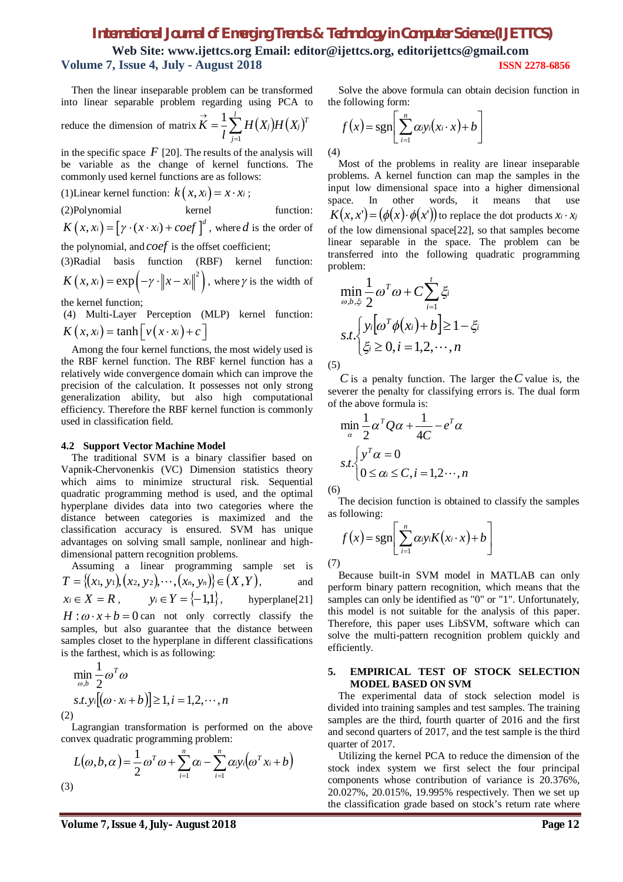Then the linear inseparable problem can be transformed into linear separable problem regarding using PCA to reduce the dimension of matrix $\vec{K} = \frac{1}{l}\sum_{j=1}^{l} H(X_j)H(X_j)^T$ in the specific space $F$ [20]. The results of the analysis will be variable as the change of kernel functions. The commonly used kernel functions are as follows:

(1)Linear kernel function: $k(x, x_i) = x \cdot x_i$ ;

(2)Polynomial kernel function: $K(x, x_i) = [\gamma \cdot (x \cdot x_i) + coef]^d$ , where $d$ is the order of the polynomial, and $coef$ is the offset coefficient;

(3)Radial basis function (RBF) kernel function: $K(x, x_i) = \exp\left(-\gamma \cdot \|x - x_i\|^2\right)$ , where $\gamma$ is the width of the kernel function;

(4) Multi-Layer Perception (MLP) kernel function: $K(x, x_i) = \tanh[v(x \cdot x_i) + c]$

Among the four kernel functions, the most widely used is the RBF kernel function. The RBF kernel function has a relatively wide convergence domain which can improve the precision of the calculation. It possesses not only strong generalization ability, but also high computational efficiency. Therefore the RBF kernel function is commonly used in classification field.

### 4.2 Support Vector Machine Model

The traditional SVM is a binary classifier based on Vapnik-Chervonenkis (VC) Dimension statistics theory which aims to minimize structural risk. Sequential quadratic programming method is used, and the optimal hyperplane divides data into two categories where the distance between categories is maximized and the classification accuracy is ensured. SVM has unique advantages on solving small sample, nonlinear and high-dimensional pattern recognition problems.

Assuming a linear programming sample set is $T = \{(x_1, y_1), (x_2, y_2), \cdots, (x_n, y_n)\} \in (X, Y)$, and $x_i \in X = R$, $y_i \in Y = \{-1, 1\}$, hyperplane[21] $H : \omega \cdot x + b = 0$ can not only correctly classify the samples, but also guarantee that the distance between samples closet to the hyperplane in different classifications is the farthest, which is as following:

$$\min_{\omega, b} \frac{1}{2}\omega^T \omega$$
$$s.t. \, y_i[(\omega \cdot x_i + b)] \geq 1, i = 1, 2, \cdots, n$$

(2)

Lagrangian transformation is performed on the above convex quadratic programming problem:

$$L(\omega, b, \alpha) = \frac{1}{2}\omega^T \omega + \sum_{i=1}^{n} \alpha_i - \sum_{i=1}^{n} \alpha_i y_i (\omega^T x_i + b)$$

(3)

Solve the above formula can obtain decision function in the following form:

$$f(x) = \text{sgn}\left[\sum_{i=1}^{n} \alpha_i y_i (x_i \cdot x) + b\right]$$

(4)

Most of the problems in reality are linear inseparable problems. A kernel function can map the samples in the input low dimensional space into a higher dimensional space. In other words, it means that use $K(x, x') = (\phi(x) \cdot \phi(x'))$ to replace the dot products $x_i \cdot x_j$ of the low dimensional space[22], so that samples become linear separable in the space. The problem can be transferred into the following quadratic programming problem:

$$\min_{\omega, b, \xi_i} \frac{1}{2}\omega^T \omega + C\sum_{i=1}^{t} \xi_i$$
$$s.t. \begin{cases} y_i[\omega^T \phi(x_i) + b] \geq 1 - \xi_i \\ \xi_i \geq 0, i = 1, 2, \cdots, n \end{cases}$$

(5)

$C$ is a penalty function. The larger the $C$ value is, the severer the penalty for classifying errors is. The dual form of the above formula is:

$$\min_{\alpha} \frac{1}{2}\alpha^T Q \alpha + \frac{1}{4C} - e^T \alpha$$
$$s.t. \begin{cases} y^T \alpha = 0 \\ 0 \leq \alpha_i \leq C, i = 1, 2 \cdots, n \end{cases}$$

(6)

The decision function is obtained to classify the samples as following:

$$f(x) = \text{sgn}\left[\sum_{i=1}^{n} \alpha_i y_i K(x_i \cdot x) + b\right]$$

(7)

Because built-in SVM model in MATLAB can only perform binary pattern recognition, which means that the samples can only be identified as "0" or "1". Unfortunately, this model is not suitable for the analysis of this paper. Therefore, this paper uses LibSVM, software which can solve the multi-pattern recognition problem quickly and efficiently.

## 5. EMPIRICAL TEST OF STOCK SELECTION MODEL BASED ON SVM

The experimental data of stock selection model is divided into training samples and test samples. The training samples are the third, fourth quarter of 2016 and the first and second quarters of 2017, and the test sample is the third quarter of 2017.

Utilizing the kernel PCA to reduce the dimension of the stock index system we first select the four principal components whose contribution of variance is 20.376%, 20.027%, 20.015%, 19.995% respectively. Then we set up the classification grade based on stock's return rate where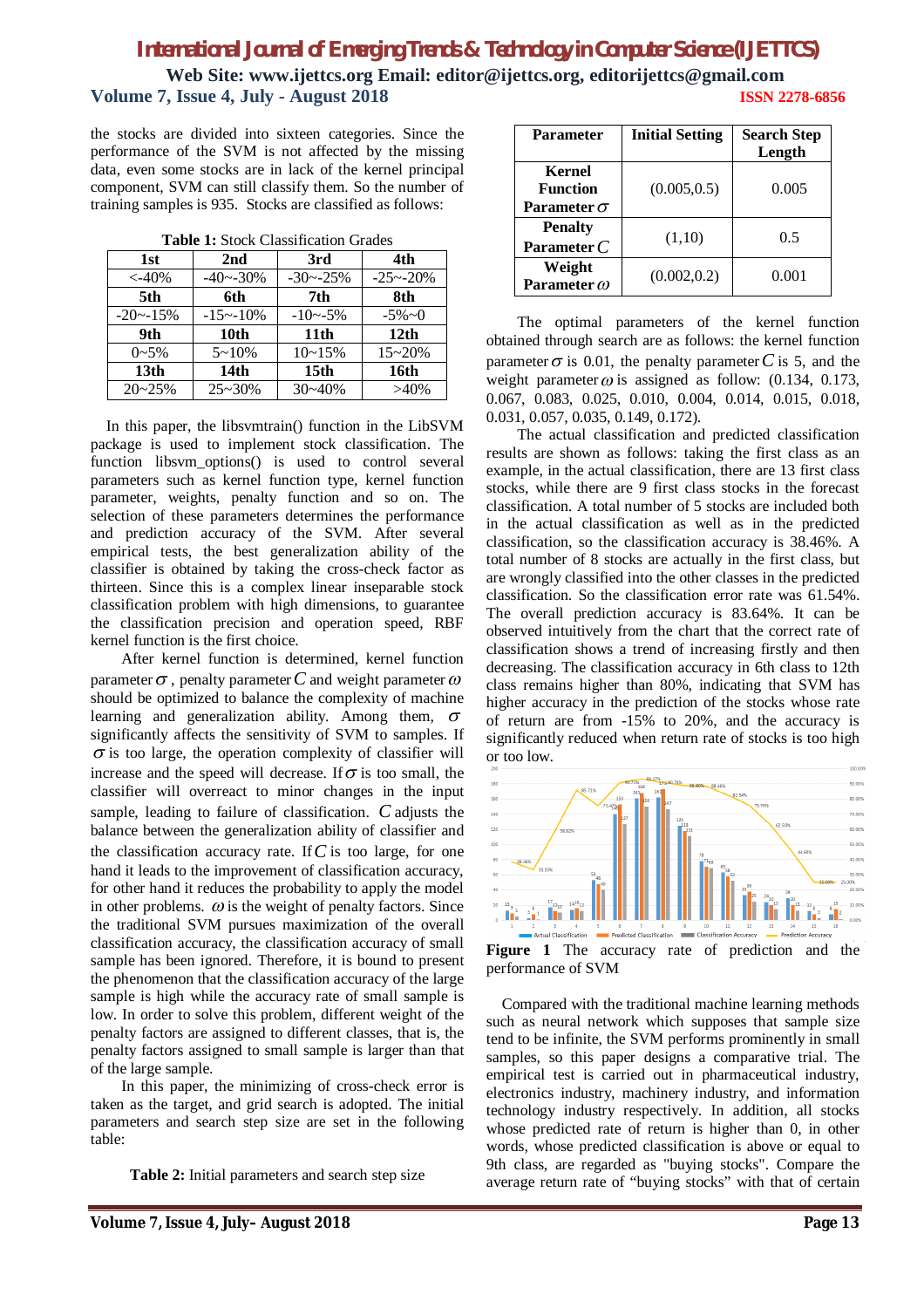the stocks are divided into sixteen categories. Since the performance of the SVM is not affected by the missing data, even some stocks are in lack of the kernel principal component, SVM can still classify them. So the number of training samples is 935. Stocks are classified as follows:

**Table 1:** Stock Classification Grades

| 1st | 2nd | 3rd | 4th |
|---|---|---|---|
| <-40% | -40~-30% | -30~-25% | -25~-20% |
| **5th** | **6th** | **7th** | **8th** |
| -20~-15% | -15~-10% | -10~-5% | -5%~0 |
| **9th** | **10th** | **11th** | **12th** |
| 0~5% | 5~10% | 10~15% | 15~20% |
| **13th** | **14th** | **15th** | **16th** |
| 20~25% | 25~30% | 30~40% | >40% |

In this paper, the libsvmtrain() function in the LibSVM package is used to implement stock classification. The function libsvm_options() is used to control several parameters such as kernel function type, kernel function parameter, weights, penalty function and so on. The selection of these parameters determines the performance and prediction accuracy of the SVM. After several empirical tests, the best generalization ability of the classifier is obtained by taking the cross-check factor as thirteen. Since this is a complex linear inseparable stock classification problem with high dimensions, to guarantee the classification precision and operation speed, RBF kernel function is the first choice.

After kernel function is determined, kernel function parameter $\sigma$, penalty parameter $C$ and weight parameter $\omega$ should be optimized to balance the complexity of machine learning and generalization ability. Among them, $\sigma$ significantly affects the sensitivity of SVM to samples. If $\sigma$ is too large, the operation complexity of classifier will increase and the speed will decrease. If $\sigma$ is too small, the classifier will overreact to minor changes in the input sample, leading to failure of classification. $C$ adjusts the balance between the generalization ability of classifier and the classification accuracy rate. If $C$ is too large, for one hand it leads to the improvement of classification accuracy, for other hand it reduces the probability to apply the model in other problems. $\omega$ is the weight of penalty factors. Since the traditional SVM pursues maximization of the overall classification accuracy, the classification accuracy of small sample has been ignored. Therefore, it is bound to present the phenomenon that the classification accuracy of the large sample is high while the accuracy rate of small sample is low. In order to solve this problem, different weight of the penalty factors are assigned to different classes, that is, the penalty factors assigned to small sample is larger than that of the large sample.

In this paper, the minimizing of cross-check error is taken as the target, and grid search is adopted. The initial parameters and search step size are set in the following table:

**Table 2:** Initial parameters and search step size

| Parameter | Initial Setting | Search Step Length |
|---|---|---|
| Kernel Function Parameter $\sigma$ | (0.005,0.5) | 0.005 |
| Penalty Parameter $C$ | (1,10) | 0.5 |
| Weight Parameter $\omega$ | (0.002,0.2) | 0.001 |

The optimal parameters of the kernel function obtained through search are as follows: the kernel function parameter $\sigma$ is 0.01, the penalty parameter $C$ is 5, and the weight parameter $\omega$ is assigned as follow: (0.134, 0.173, 0.067, 0.083, 0.025, 0.010, 0.004, 0.014, 0.015, 0.018, 0.031, 0.057, 0.035, 0.149, 0.172).

The actual classification and predicted classification results are shown as follows: taking the first class as an example, in the actual classification, there are 13 first class stocks, while there are 9 first class stocks in the forecast classification. A total number of 5 stocks are included both in the actual classification as well as in the predicted classification, so the classification accuracy is 38.46%. A total number of 8 stocks are actually in the first class, but are wrongly classified into the other classes in the predicted classification. So the classification error rate was 61.54%. The overall prediction accuracy is 83.64%. It can be observed intuitively from the chart that the correct rate of classification shows a trend of increasing firstly and then decreasing. The classification accuracy in 6th class to 12th class remains higher than 80%, indicating that SVM has higher accuracy in the prediction of the stocks whose rate of return are from -15% to 20%, and the accuracy is significantly reduced when return rate of stocks is too high or too low.

**Figure 1** The accuracy rate of prediction and the performance of SVM

Compared with the traditional machine learning methods such as neural network which supposes that sample size tend to be infinite, the SVM performs prominently in small samples, so this paper designs a comparative trial. The empirical test is carried out in pharmaceutical industry, electronics industry, machinery industry, and information technology industry respectively. In addition, all stocks whose predicted rate of return is higher than 0, in other words, whose predicted classification is above or equal to 9th class, are regarded as "buying stocks". Compare the average return rate of "buying stocks" with that of certain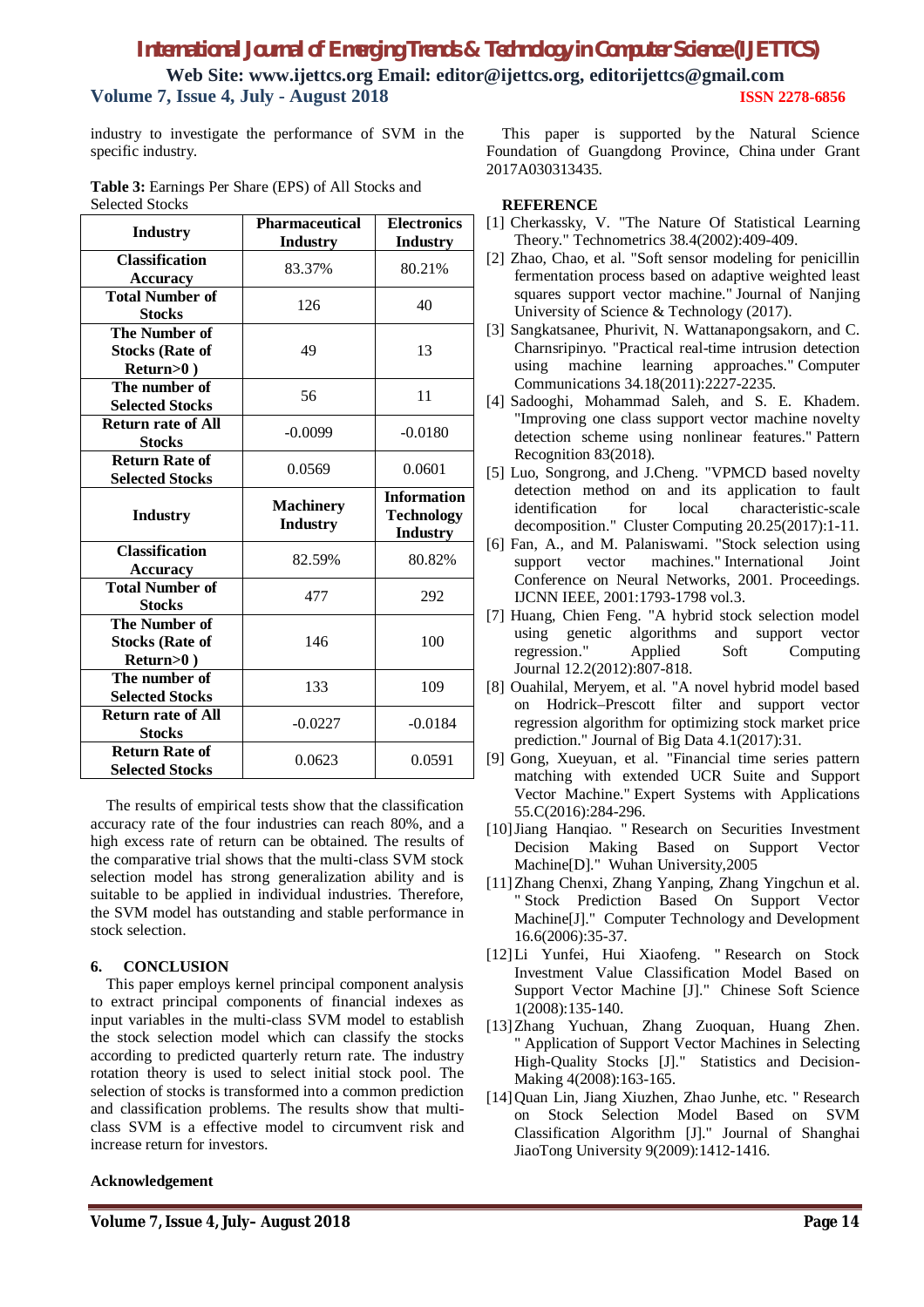industry to investigate the performance of SVM in the specific industry.

**Table 3:** Earnings Per Share (EPS) of All Stocks and Selected Stocks

| Industry | Pharmaceutical Industry | Electronics Industry |
|---|---|---|
| Classification Accuracy | 83.37% | 80.21% |
| Total Number of Stocks | 126 | 40 |
| The Number of Stocks (Rate of Return>0 ) | 49 | 13 |
| The number of Selected Stocks | 56 | 11 |
| Return rate of All Stocks | -0.0099 | -0.0180 |
| Return Rate of Selected Stocks | 0.0569 | 0.0601 |
| **Industry** | **Machinery Industry** | **Information Technology Industry** |
| Classification Accuracy | 82.59% | 80.82% |
| Total Number of Stocks | 477 | 292 |
| The Number of Stocks (Rate of Return>0 ) | 146 | 100 |
| The number of Selected Stocks | 133 | 109 |
| Return rate of All Stocks | -0.0227 | -0.0184 |
| Return Rate of Selected Stocks | 0.0623 | 0.0591 |

The results of empirical tests show that the classification accuracy rate of the four industries can reach 80%, and a high excess rate of return can be obtained. The results of the comparative trial shows that the multi-class SVM stock selection model has strong generalization ability and is suitable to be applied in individual industries. Therefore, the SVM model has outstanding and stable performance in stock selection.

## 6. CONCLUSION

This paper employs kernel principal component analysis to extract principal components of financial indexes as input variables in the multi-class SVM model to establish the stock selection model which can classify the stocks according to predicted quarterly return rate. The industry rotation theory is used to select initial stock pool. The selection of stocks is transformed into a common prediction and classification problems. The results show that multi-class SVM is a effective model to circumvent risk and increase return for investors.

**Acknowledgement**

This paper is supported by the Natural Science Foundation of Guangdong Province, China under Grant 2017A030313435.

## REFERENCE

[1] Cherkassky, V. "The Nature Of Statistical Learning Theory." Technometrics 38.4(2002):409-409.

[2] Zhao, Chao, et al. "Soft sensor modeling for penicillin fermentation process based on adaptive weighted least squares support vector machine." Journal of Nanjing University of Science & Technology (2017).

[3] Sangkatsanee, Phurivit, N. Wattanapongsakorn, and C. Charnsripinyo. "Practical real-time intrusion detection using machine learning approaches." Computer Communications 34.18(2011):2227-2235.

[4] Sadooghi, Mohammad Saleh, and S. E. Khadem. "Improving one class support vector machine novelty detection scheme using nonlinear features." Pattern Recognition 83(2018).

[5] Luo, Songrong, and J.Cheng. "VPMCD based novelty detection method on and its application to fault identification for local characteristic-scale decomposition." Cluster Computing 20.25(2017):1-11.

[6] Fan, A., and M. Palaniswami. "Stock selection using support vector machines." International Joint Conference on Neural Networks, 2001. Proceedings. IJCNN IEEE, 2001:1793-1798 vol.3.

[7] Huang, Chien Feng. "A hybrid stock selection model using genetic algorithms and support vector regression." Applied Soft Computing Journal 12.2(2012):807-818.

[8] Ouahilal, Meryem, et al. "A novel hybrid model based on Hodrick–Prescott filter and support vector regression algorithm for optimizing stock market price prediction." Journal of Big Data 4.1(2017):31.

[9] Gong, Xueyuan, et al. "Financial time series pattern matching with extended UCR Suite and Support Vector Machine." Expert Systems with Applications 55.C(2016):284-296.

[10] Jiang Hanqiao. " Research on Securities Investment Decision Making Based on Support Vector Machine[D]." Wuhan University,2005

[11] Zhang Chenxi, Zhang Yanping, Zhang Yingchun et al. " Stock Prediction Based On Support Vector Machine[J]." Computer Technology and Development 16.6(2006):35-37.

[12] Li Yunfei, Hui Xiaofeng. " Research on Stock Investment Value Classification Model Based on Support Vector Machine [J]." Chinese Soft Science 1(2008):135-140.

[13] Zhang Yuchuan, Zhang Zuoquan, Huang Zhen. " Application of Support Vector Machines in Selecting High-Quality Stocks [J]." Statistics and Decision-Making 4(2008):163-165.

[14] Quan Lin, Jiang Xiuzhen, Zhao Junhe, etc. " Research on Stock Selection Model Based on SVM Classification Algorithm [J]." Journal of Shanghai JiaoTong University 9(2009):1412-1416.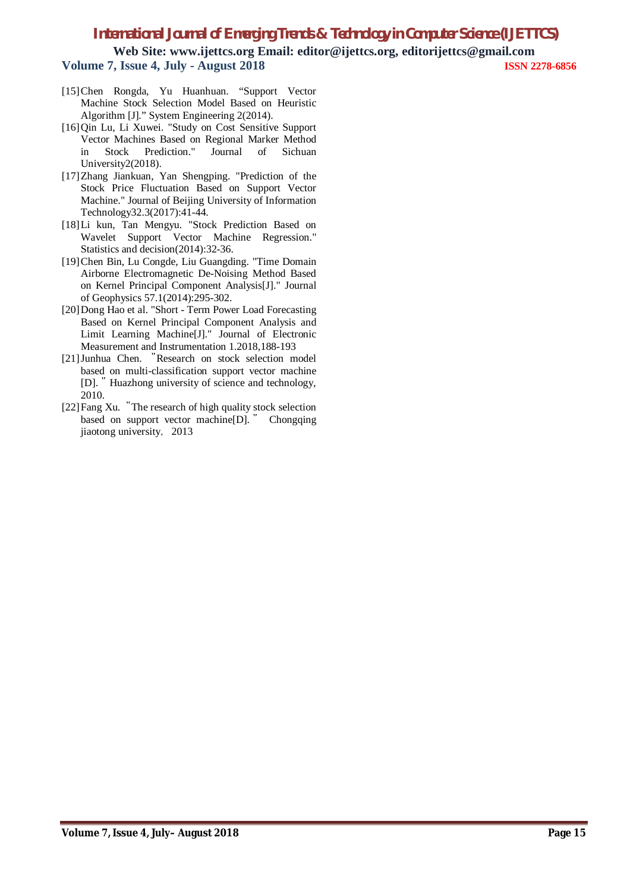[15] Chen Rongda, Yu Huanhuan. “Support Vector Machine Stock Selection Model Based on Heuristic Algorithm [J].” System Engineering 2(2014).

[16] Qin Lu, Li Xuwei. "Study on Cost Sensitive Support Vector Machines Based on Regional Marker Method in Stock Prediction." Journal of Sichuan University2(2018).

[17] Zhang Jiankuan, Yan Shengping. "Prediction of the Stock Price Fluctuation Based on Support Vector Machine." Journal of Beijing University of Information Technology32.3(2017):41-44.

[18] Li kun, Tan Mengyu. "Stock Prediction Based on Wavelet Support Vector Machine Regression." Statistics and decision(2014):32-36.

[19] Chen Bin, Lu Congde, Liu Guangding. "Time Domain Airborne Electromagnetic De-Noising Method Based on Kernel Principal Component Analysis[J]." Journal of Geophysics 57.1(2014):295-302.

[20] Dong Hao et al. "Short - Term Power Load Forecasting Based on Kernel Principal Component Analysis and Limit Learning Machine[J]." Journal of Electronic Measurement and Instrumentation 1.2018,188-193

[21] Junhua Chen. "Research on stock selection model based on multi-classification support vector machine [D]. " Huazhong university of science and technology, 2010.

[22] Fang Xu. "The research of high quality stock selection based on support vector machine[D]. " Chongqing jiaotong university, 2013